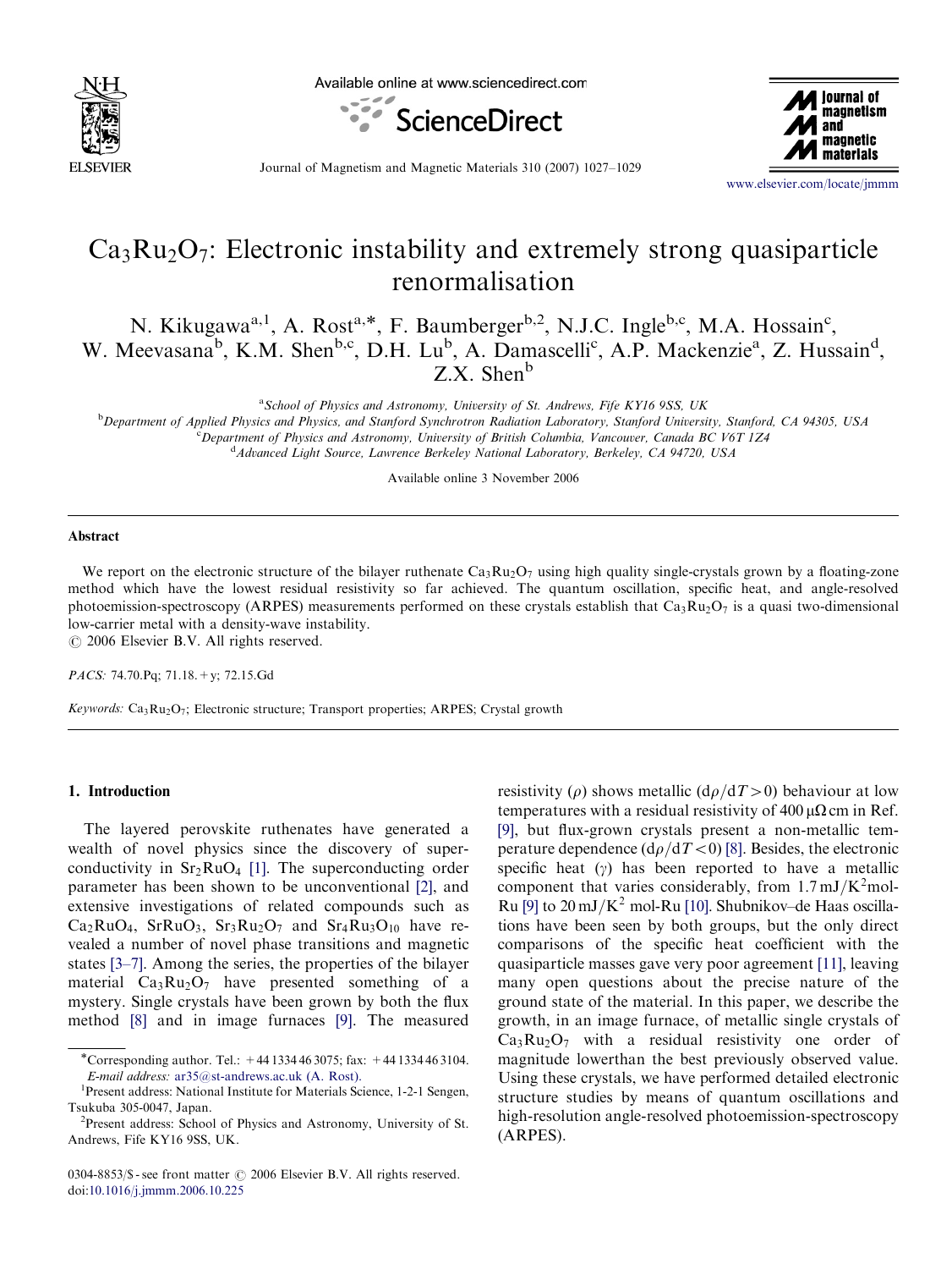# $Ca_3Ru_2O_7$: Electronic instability and extremely strong quasiparticle renormalisation

N. Kikugawa[a,1], A. Rost[a,*], F. Baumberger[b,2], N.J.C. Ingle[b,c], M.A. Hossain[c], W. Meevasana[b], K.M. Shen[b,c], D.H. Lu[b], A. Damascelli[c], A.P. Mackenzie[a], Z. Hussain[d], Z.X. Shen[b]

[a] School of Physics and Astronomy, University of St. Andrews, Fife KY16 9SS, UK

[b] Department of Applied Physics and Physics, and Stanford Synchrotron Radiation Laboratory, Stanford University, Stanford, CA 94305, USA

[c] Department of Physics and Astronomy, University of British Columbia, Vancouver, Canada BC V6T 1Z4

[d] Advanced Light Source, Lawrence Berkeley National Laboratory, Berkeley, CA 94720, USA

Available online 3 November 2006

## Abstract

We report on the electronic structure of the bilayer ruthenate $Ca_3Ru_2O_7$ using high quality single-crystals grown by a floating-zone method which have the lowest residual resistivity so far achieved. The quantum oscillation, specific heat, and angle-resolved photoemission-spectroscopy (ARPES) measurements performed on these crystals establish that $Ca_3Ru_2O_7$ is a quasi two-dimensional low-carrier metal with a density-wave instability.

© 2006 Elsevier B.V. All rights reserved.

*PACS:* 74.70.Pq; 71.18.+y; 72.15.Gd

*Keywords:* $Ca_3Ru_2O_7$; Electronic structure; Transport properties; ARPES; Crystal growth

## 1. Introduction

The layered perovskite ruthenates have generated a wealth of novel physics since the discovery of superconductivity in $Sr_2RuO_4$ [1]. The superconducting order parameter has been shown to be unconventional [2], and extensive investigations of related compounds such as $Ca_2RuO_4$, $SrRuO_3$, $Sr_3Ru_2O_7$ and $Sr_4Ru_3O_{10}$ have revealed a number of novel phase transitions and magnetic states [3–7]. Among the series, the properties of the bilayer material $Ca_3Ru_2O_7$ have presented something of a mystery. Single crystals have been grown by both the flux method [8] and in image furnaces [9]. The measured resistivity ($\rho$) shows metallic ($d\rho/dT > 0$) behaviour at low temperatures with a residual resistivity of 400 $\mu\Omega$cm in Ref. [9], but flux-grown crystals present a non-metallic temperature dependence ($d\rho/dT < 0$) [8]. Besides, the electronic specific heat ($\gamma$) has been reported to have a metallic component that varies considerably, from 1.7 $mJ/K^2$mol-Ru [9] to 20 $mJ/K^2$ mol-Ru [10]. Shubnikov–de Haas oscillations have been seen by both groups, but the only direct comparisons of the specific heat coefficient with the quasiparticle masses gave very poor agreement [11], leaving many open questions about the precise nature of the ground state of the material. In this paper, we describe the growth, in an image furnace, of metallic single crystals of $Ca_3Ru_2O_7$ with a residual resistivity one order of magnitude lowerthan the best previously observed value. Using these crystals, we have performed detailed electronic structure studies by means of quantum oscillations and high-resolution angle-resolved photoemission-spectroscopy (ARPES).

*Corresponding author. Tel.: +44 1334 46 3075; fax: +44 1334 46 3104. *E-mail address:* ar35@st-andrews.ac.uk (A. Rost).

[1] Present address: National Institute for Materials Science, 1-2-1 Sengen, Tsukuba 305-0047, Japan.

[2] Present address: School of Physics and Astronomy, University of St. Andrews, Fife KY16 9SS, UK.

0304-8853/$ - see front matter © 2006 Elsevier B.V. All rights reserved.
doi:10.1016/j.jmmm.2006.10.225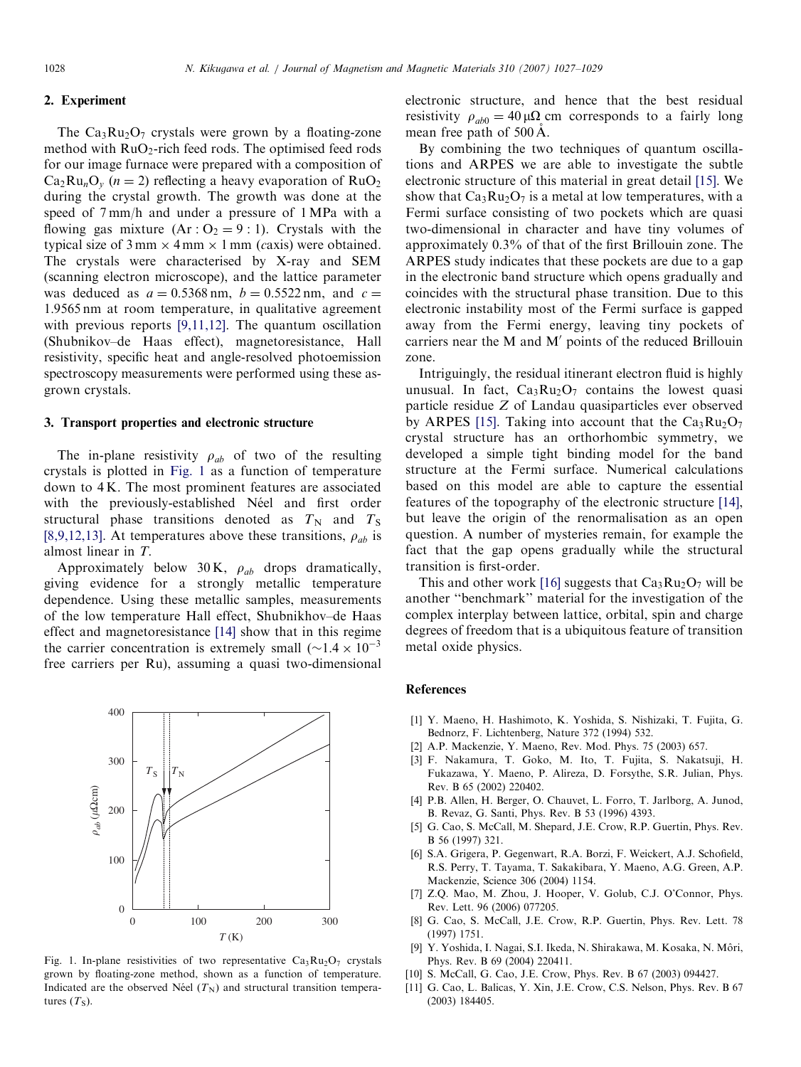## 2. Experiment

The $Ca_3Ru_2O_7$ crystals were grown by a floating-zone method with $RuO_2$-rich feed rods. The optimised feed rods for our image furnace were prepared with a composition of $Ca_2Ru_nO_y$ ($n = 2$) reflecting a heavy evaporation of $RuO_2$ during the crystal growth. The growth was done at the speed of 7 mm/h and under a pressure of 1 MPa with a flowing gas mixture ($Ar : O_2 = 9 : 1$). Crystals with the typical size of 3 mm × 4 mm × 1 mm (*c*axis) were obtained. The crystals were characterised by X-ray and SEM (scanning electron microscope), and the lattice parameter was deduced as $a = 0.5368$ nm, $b = 0.5522$ nm, and $c = 1.9565$ nm at room temperature, in qualitative agreement with previous reports [9,11,12]. The quantum oscillation (Shubnikov–de Haas effect), magnetoresistance, Hall resistivity, specific heat and angle-resolved photoemission spectroscopy measurements were performed using these as-grown crystals.

## 3. Transport properties and electronic structure

The in-plane resistivity $\rho_{ab}$ of two of the resulting crystals is plotted in Fig. 1 as a function of temperature down to 4 K. The most prominent features are associated with the previously-established Néel and first order structural phase transitions denoted as $T_N$ and $T_S$ [8,9,12,13]. At temperatures above these transitions, $\rho_{ab}$ is almost linear in $T$.

Approximately below 30 K, $\rho_{ab}$ drops dramatically, giving evidence for a strongly metallic temperature dependence. Using these metallic samples, measurements of the low temperature Hall effect, Shubnikhov–de Haas effect and magnetoresistance [14] show that in this regime the carrier concentration is extremely small ($\sim 1.4 \times 10^{-3}$ free carriers per Ru), assuming a quasi two-dimensional electronic structure, and hence that the best residual resistivity $\rho_{ab0} = 40\,\mu\Omega$ cm corresponds to a fairly long mean free path of 500 Å.

Fig. 1. In-plane resistivities of two representative $Ca_3Ru_2O_7$ crystals grown by floating-zone method, shown as a function of temperature. Indicated are the observed Néel ($T_N$) and structural transition temperatures ($T_S$).

By combining the two techniques of quantum oscillations and ARPES we are able to investigate the subtle electronic structure of this material in great detail [15]. We show that $Ca_3Ru_2O_7$ is a metal at low temperatures, with a Fermi surface consisting of two pockets which are quasi two-dimensional in character and have tiny volumes of approximately 0.3% of that of the first Brillouin zone. The ARPES study indicates that these pockets are due to a gap in the electronic band structure which opens gradually and coincides with the structural phase transition. Due to this electronic instability most of the Fermi surface is gapped away from the Fermi energy, leaving tiny pockets of carriers near the M and M′ points of the reduced Brillouin zone.

Intriguingly, the residual itinerant electron fluid is highly unusual. In fact, $Ca_3Ru_2O_7$ contains the lowest quasi particle residue $Z$ of Landau quasiparticles ever observed by ARPES [15]. Taking into account that the $Ca_3Ru_2O_7$ crystal structure has an orthorhombic symmetry, we developed a simple tight binding model for the band structure at the Fermi surface. Numerical calculations based on this model are able to capture the essential features of the topography of the electronic structure [14], but leave the origin of the renormalisation as an open question. A number of mysteries remain, for example the fact that the gap opens gradually while the structural transition is first-order.

This and other work [16] suggests that $Ca_3Ru_2O_7$ will be another "benchmark" material for the investigation of the complex interplay between lattice, orbital, spin and charge degrees of freedom that is a ubiquitous feature of transition metal oxide physics.

## References

[1] Y. Maeno, H. Hashimoto, K. Yoshida, S. Nishizaki, T. Fujita, G. Bednorz, F. Lichtenberg, Nature 372 (1994) 532.

[2] A.P. Mackenzie, Y. Maeno, Rev. Mod. Phys. 75 (2003) 657.

[3] F. Nakamura, T. Goko, M. Ito, T. Fujita, S. Nakatsuji, H. Fukazawa, Y. Maeno, P. Alireza, D. Forsythe, S.R. Julian, Phys. Rev. B 65 (2002) 220402.

[4] P.B. Allen, H. Berger, O. Chauvet, L. Forro, T. Jarlborg, A. Junod, B. Revaz, G. Santi, Phys. Rev. B 53 (1996) 4393.

[5] G. Cao, S. McCall, M. Shepard, J.E. Crow, R.P. Guertin, Phys. Rev. B 56 (1997) 321.

[6] S.A. Grigera, P. Gegenwart, R.A. Borzi, F. Weickert, A.J. Schofield, R.S. Perry, T. Tayama, T. Sakakibara, Y. Maeno, A.G. Green, A.P. Mackenzie, Science 306 (2004) 1154.

[7] Z.Q. Mao, M. Zhou, J. Hooper, V. Golub, C.J. O'Connor, Phys. Rev. Lett. 96 (2006) 077205.

[8] G. Cao, S. McCall, J.E. Crow, R.P. Guertin, Phys. Rev. Lett. 78 (1997) 1751.

[9] Y. Yoshida, I. Nagai, S.I. Ikeda, N. Shirakawa, M. Kosaka, N. Môri, Phys. Rev. B 69 (2004) 220411.

[10] S. McCall, G. Cao, J.E. Crow, Phys. Rev. B 67 (2003) 094427.

[11] G. Cao, L. Balicas, Y. Xin, J.E. Crow, C.S. Nelson, Phys. Rev. B 67 (2003) 184405.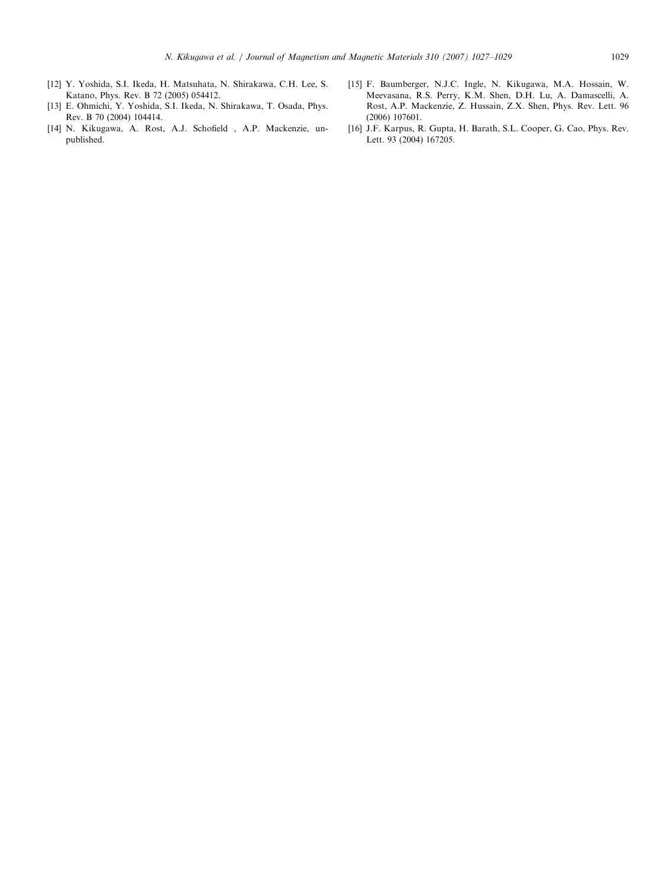[12] Y. Yoshida, S.I. Ikeda, H. Matsuhata, N. Shirakawa, C.H. Lee, S. Katano, Phys. Rev. B 72 (2005) 054412.

[13] E. Ohmichi, Y. Yoshida, S.I. Ikeda, N. Shirakawa, T. Osada, Phys. Rev. B 70 (2004) 104414.

[14] N. Kikugawa, A. Rost, A.J. Schofield , A.P. Mackenzie, unpublished.

[15] F. Baumberger, N.J.C. Ingle, N. Kikugawa, M.A. Hossain, W. Meevasana, R.S. Perry, K.M. Shen, D.H. Lu, A. Damascelli, A. Rost, A.P. Mackenzie, Z. Hussain, Z.X. Shen, Phys. Rev. Lett. 96 (2006) 107601.

[16] J.F. Karpus, R. Gupta, H. Barath, S.L. Cooper, G. Cao, Phys. Rev. Lett. 93 (2004) 167205.